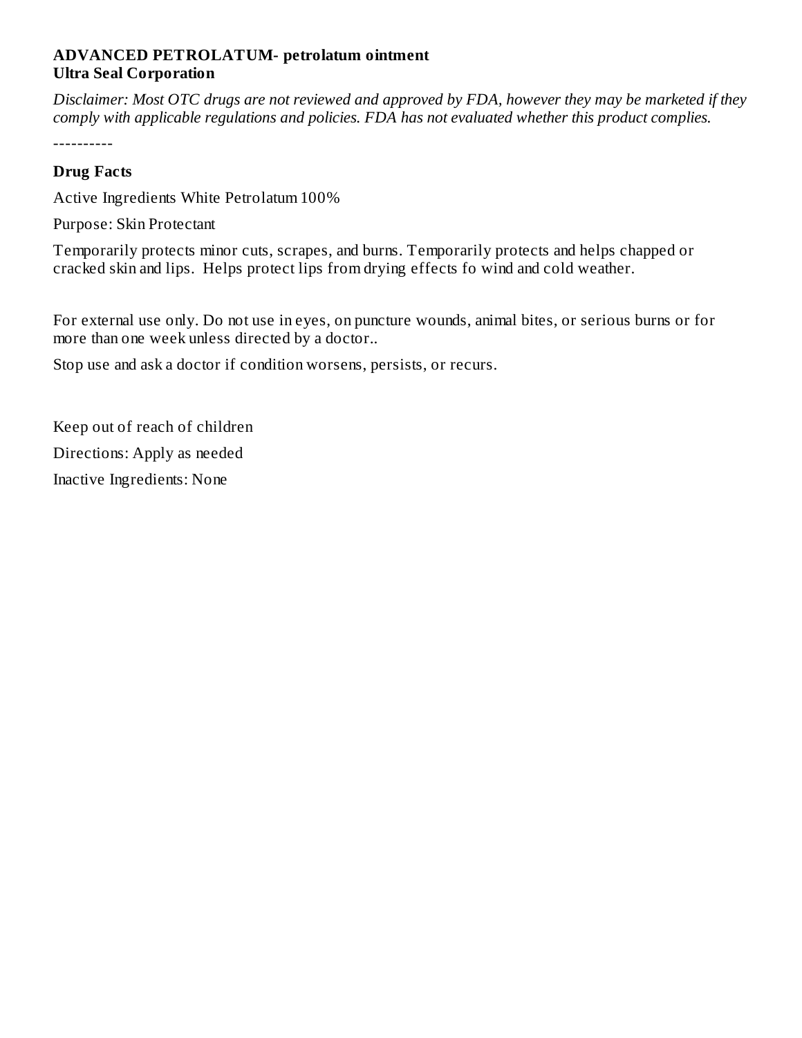**ADVANCED PETROLATUM- petrolatum ointment**
**Ultra Seal Corporation**

*Disclaimer: Most OTC drugs are not reviewed and approved by FDA, however they may be marketed if they comply with applicable regulations and policies. FDA has not evaluated whether this product complies.*

----------

**Drug Facts**

Active Ingredients White Petrolatum 100%

Purpose: Skin Protectant

Temporarily protects minor cuts, scrapes, and burns. Temporarily protects and helps chapped or cracked skin and lips. Helps protect lips from drying effects fo wind and cold weather.

For external use only. Do not use in eyes, on puncture wounds, animal bites, or serious burns or for more than one week unless directed by a doctor..

Stop use and ask a doctor if condition worsens, persists, or recurs.

Keep out of reach of children

Directions: Apply as needed

Inactive Ingredients: None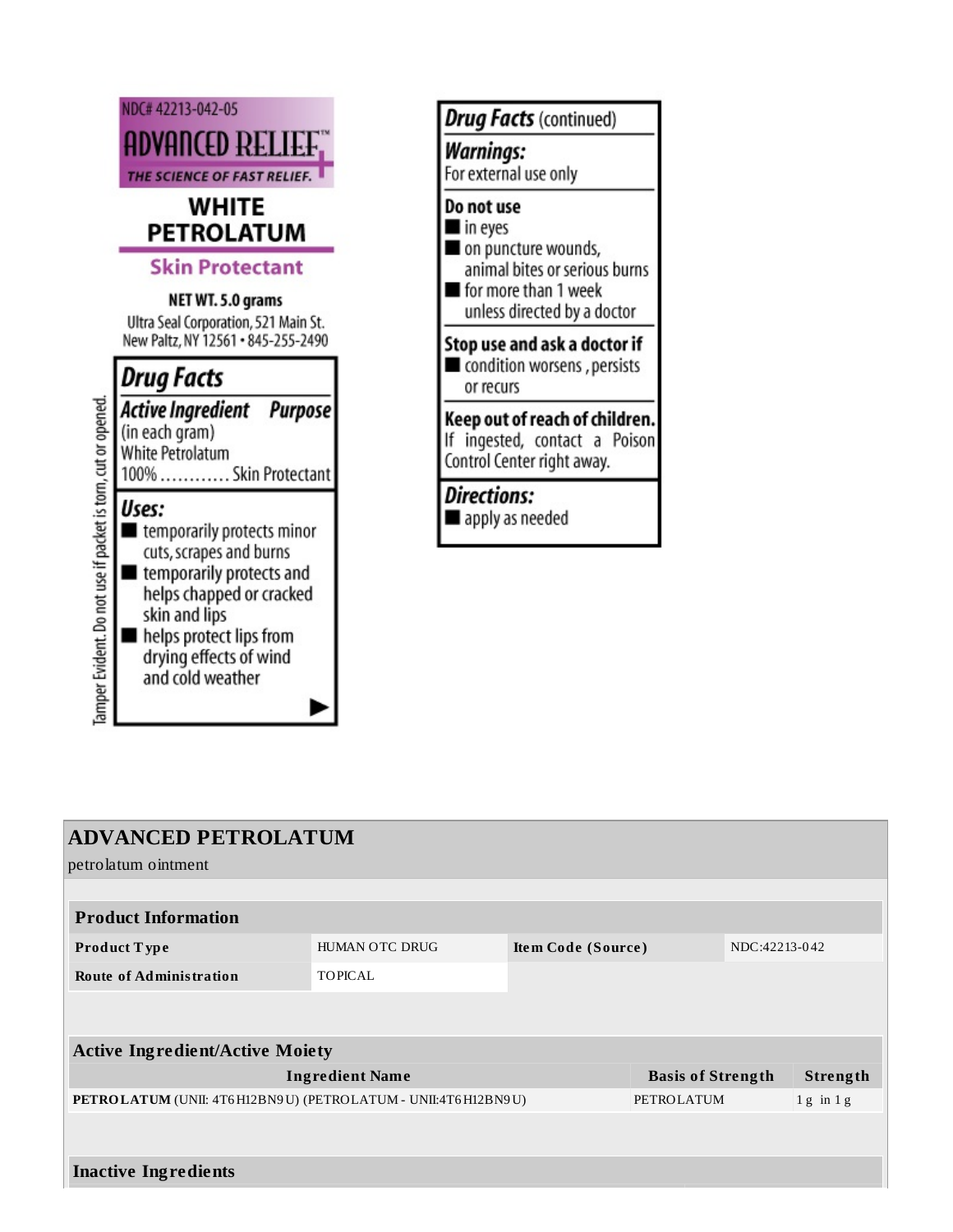NDC# 42213-042-05

**ADVANCED RELIEF™**

*THE SCIENCE OF FAST RELIEF.*

## WHITE PETROLATUM

**Skin Protectant**

**NET WT. 5.0 grams**

Ultra Seal Corporation, 521 Main St.
New Paltz, NY 12561 • 845-255-2490

Tamper Evident. Do not use if packet is torn, cut or opened.

## *Drug Facts*

| *Active Ingredient* (in each gram) | *Purpose* |
|---|---|
| White Petrolatum 100% ............ | Skin Protectant |

***Uses:***

- temporarily protects minor cuts, scrapes and burns
- temporarily protects and helps chapped or cracked skin and lips
- helps protect lips from drying effects of wind and cold weather

## *Drug Facts* (continued)

***Warnings:***
For external use only

**Do not use**

- in eyes
- on puncture wounds, animal bites or serious burns
- for more than 1 week unless directed by a doctor

**Stop use and ask a doctor if**

- condition worsens , persists or recurs

**Keep out of reach of children.**
If ingested, contact a Poison Control Center right away.

***Directions:***

- apply as needed

## ADVANCED PETROLATUM

petrolatum ointment

| Product Information | | | |
|---|---|---|---|
| **Product Type** | HUMAN OTC DRUG | **Item Code (Source)** | NDC:42213-042 |
| **Route of Administration** | TOPICAL | | |

| Active Ingredient/Active Moiety | | |
|---|---|---|
| **Ingredient Name** | **Basis of Strength** | **Strength** |
| **PETROLATUM** (UNII: 4T6H12BN9U) (PETROLATUM - UNII:4T6H12BN9U) | PETROLATUM | 1 g in 1 g |

**Inactive Ingredients**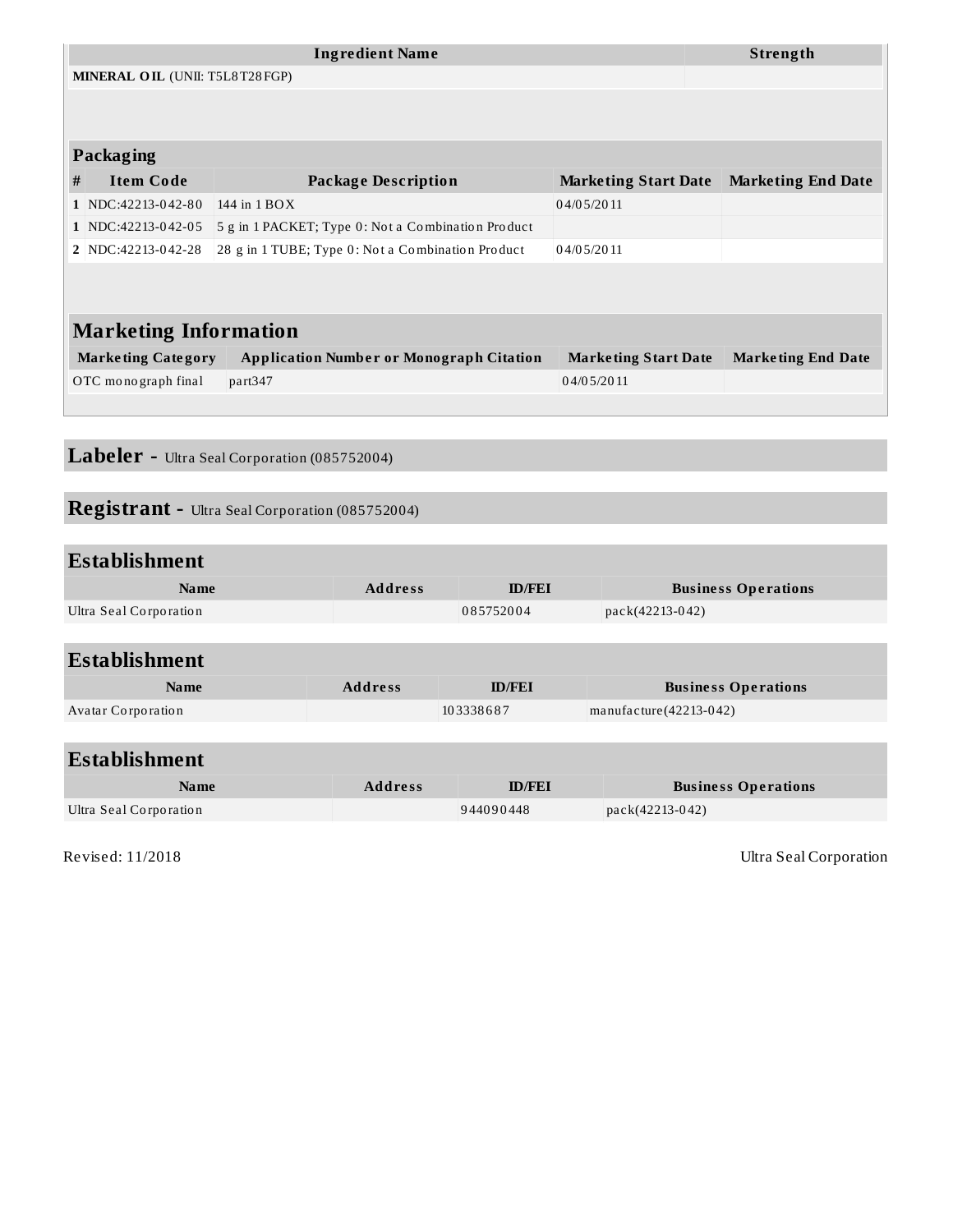| Ingredient Name | Strength |
| --- | --- |
| **MINERAL OIL** (UNII: T5L8T28FGP) | |

### Packaging

| # | Item Code | Package Description | Marketing Start Date | Marketing End Date |
| --- | --- | --- | --- | --- |
| 1 | NDC:42213-042-80 | 144 in 1 BOX | 04/05/2011 | |
| 1 | NDC:42213-042-05 | 5 g in 1 PACKET; Type 0: Not a Combination Product | | |
| 2 | NDC:42213-042-28 | 28 g in 1 TUBE; Type 0: Not a Combination Product | 04/05/2011 | |

## Marketing Information

| Marketing Category | Application Number or Monograph Citation | Marketing Start Date | Marketing End Date |
| --- | --- | --- | --- |
| OTC monograph final | part347 | 04/05/2011 | |

## Labeler - Ultra Seal Corporation (085752004)

## Registrant - Ultra Seal Corporation (085752004)

## Establishment

| Name | Address | ID/FEI | Business Operations |
| --- | --- | --- | --- |
| Ultra Seal Corporation | | 085752004 | pack(42213-042) |

## Establishment

| Name | Address | ID/FEI | Business Operations |
| --- | --- | --- | --- |
| Avatar Corporation | | 103338687 | manufacture(42213-042) |

## Establishment

| Name | Address | ID/FEI | Business Operations |
| --- | --- | --- | --- |
| Ultra Seal Corporation | | 944090448 | pack(42213-042) |

Revised: 11/2018

Ultra Seal Corporation